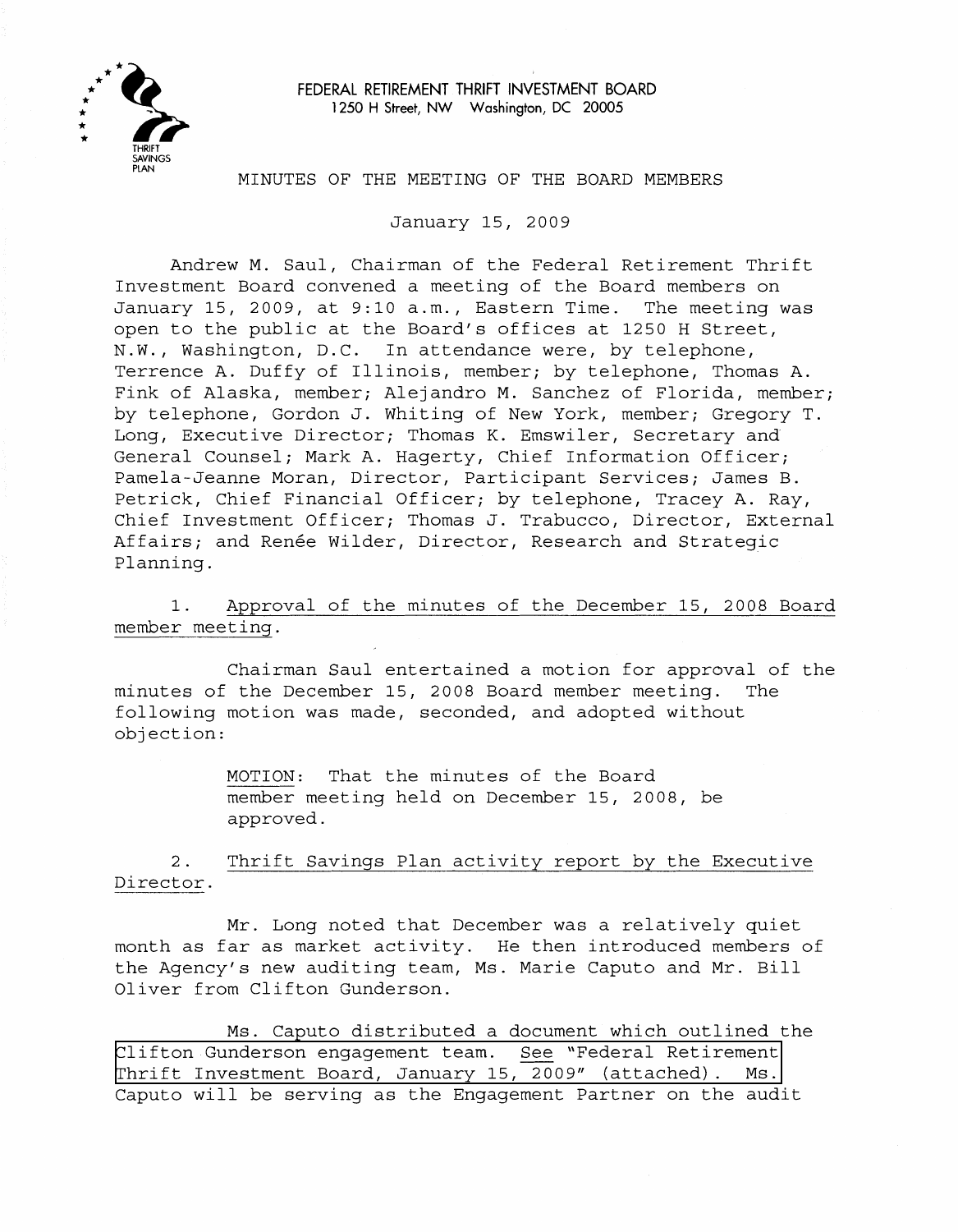FEDERAL RETIREMENT THRIFT INVESTMENT BOARD
1250 H Street, NW Washington, DC 20005

# MINUTES OF THE MEETING OF THE BOARD MEMBERS

January 15, 2009

Andrew M. Saul, Chairman of the Federal Retirement Thrift Investment Board convened a meeting of the Board members on January 15, 2009, at 9:10 a.m., Eastern Time. The meeting was open to the public at the Board's offices at 1250 H Street, N.W., Washington, D.C. In attendance were, by telephone, Terrence A. Duffy of Illinois, member; by telephone, Thomas A. Fink of Alaska, member; Alejandro M. Sanchez of Florida, member; by telephone, Gordon J. Whiting of New York, member; Gregory T. Long, Executive Director; Thomas K. Emswiler, Secretary and General Counsel; Mark A. Hagerty, Chief Information Officer; Pamela-Jeanne Moran, Director, Participant Services; James B. Petrick, Chief Financial Officer; by telephone, Tracey A. Ray, Chief Investment Officer; Thomas J. Trabucco, Director, External Affairs; and Renée Wilder, Director, Research and Strategic Planning.

1. Approval of the minutes of the December 15, 2008 Board member meeting.

Chairman Saul entertained a motion for approval of the minutes of the December 15, 2008 Board member meeting. The following motion was made, seconded, and adopted without objection:

> MOTION: That the minutes of the Board member meeting held on December 15, 2008, be approved.

2. Thrift Savings Plan activity report by the Executive Director.

Mr. Long noted that December was a relatively quiet month as far as market activity. He then introduced members of the Agency's new auditing team, Ms. Marie Caputo and Mr. Bill Oliver from Clifton Gunderson.

Ms. Caputo distributed a document which outlined the Clifton Gunderson engagement team. See "Federal Retirement Thrift Investment Board, January 15, 2009" (attached). Ms. Caputo will be serving as the Engagement Partner on the audit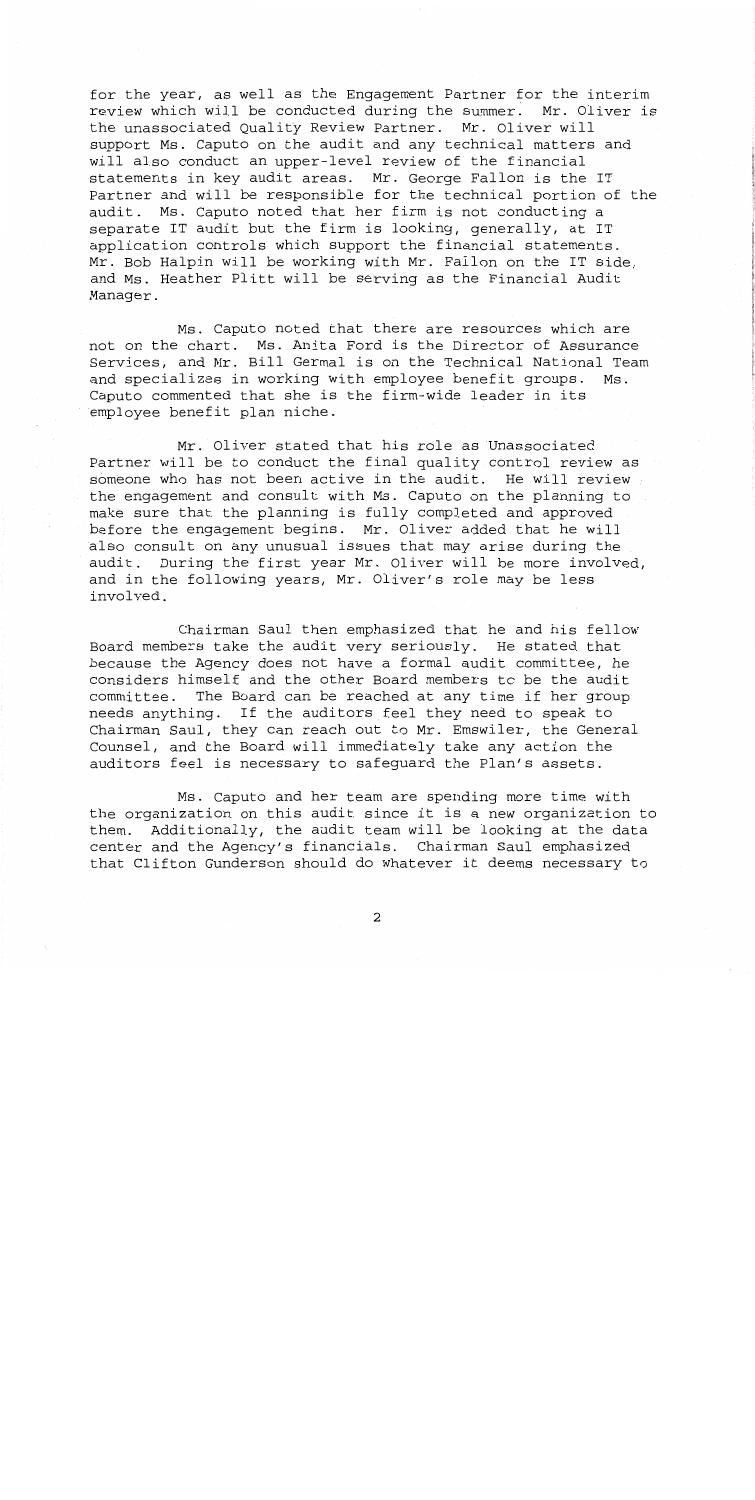for the year, as well as the Engagement Partner for the interim review which will be conducted during the summer. Mr. Oliver is the unassociated Quality Review Partner. Mr. Oliver will support Ms. Caputo on the audit and any technical matters and will also conduct an upper-level review of the financial statements in key audit areas. Mr. George Fallon is the IT Partner and will be responsible for the technical portion of the audit. Ms. Caputo noted that her firm is not conducting a separate IT audit but the firm is looking, generally, at IT application controls which support the financial statements. Mr. Bob Halpin will be working with Mr. Fallon on the IT side, and Ms. Heather Plitt will be serving as the Financial Audit Manager.

Ms. Caputo noted that there are resources which are not on the chart. Ms. Anita Ford is the Director of Assurance Services, and Mr. Bill Germal is on the Technical National Team and specializes in working with employee benefit groups. Ms. Caputo commented that she is the firm-wide leader in its employee benefit plan niche.

Mr. Oliver stated that his role as Unassociated Partner will be to conduct the final quality control review as someone who has not been active in the audit. He will review the engagement and consult with Ms. Caputo on the planning to make sure that the planning is fully completed and approved before the engagement begins. Mr. Oliver added that he will also consult on any unusual issues that may arise during the audit. During the first year Mr. Oliver will be more involved, and in the following years, Mr. Oliver's role may be less involved.

Chairman Saul then emphasized that he and his fellow Board members take the audit very seriously. He stated that because the Agency does not have a formal audit committee, he considers himself and the other Board members to be the audit committee. The Board can be reached at any time if her group needs anything. If the auditors feel they need to speak to Chairman Saul, they can reach out to Mr. Emswiler, the General Counsel, and the Board will immediately take any action the auditors feel is necessary to safeguard the Plan's assets.

Ms. Caputo and her team are spending more time with the organization on this audit since it is a new organization to them. Additionally, the audit team will be looking at the data center and the Agency's financials. Chairman Saul emphasized that Clifton Gunderson should do whatever it deems necessary to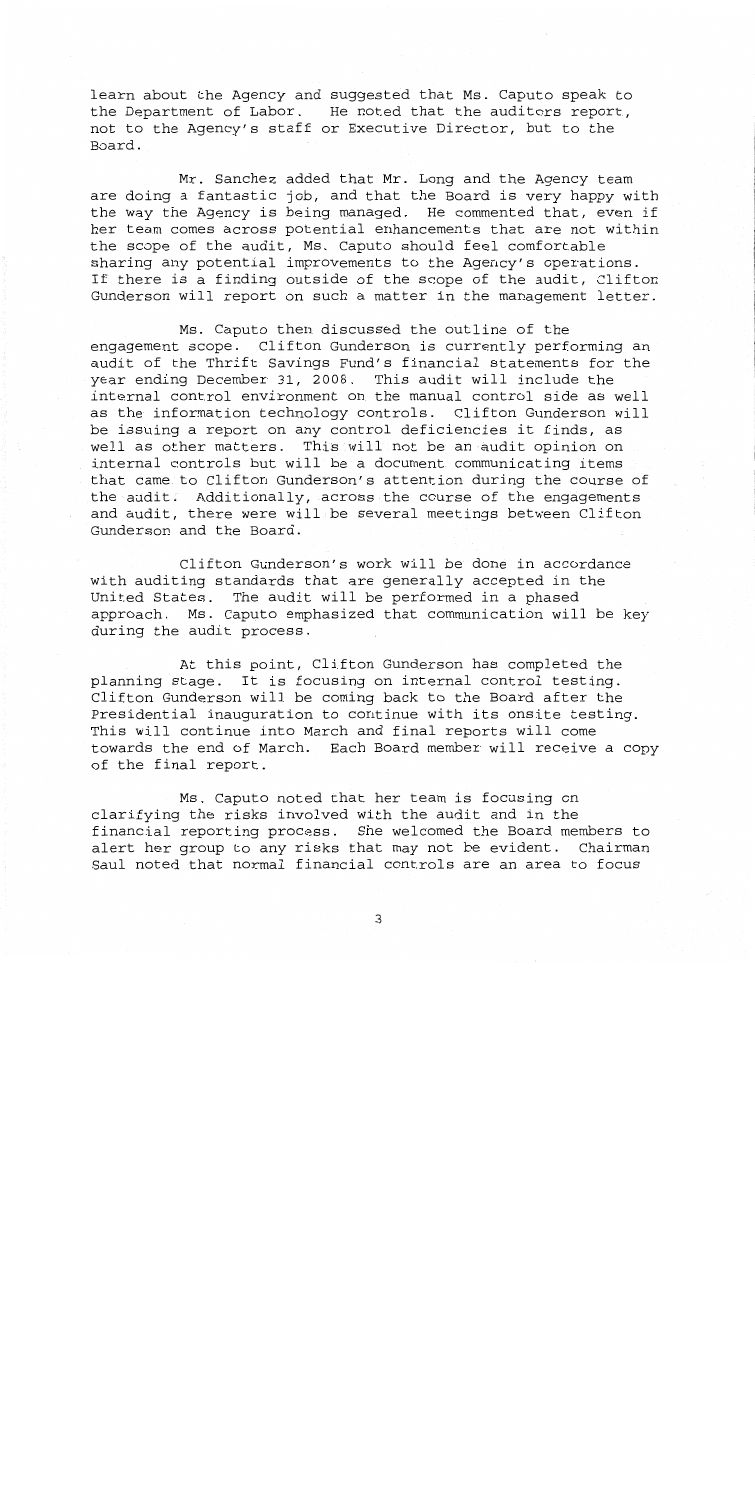learn about the Agency and suggested that Ms. Caputo speak to the Department of Labor. He noted that the auditors report, not to the Agency's staff or Executive Director, but to the Board.

Mr. Sanchez added that Mr. Long and the Agency team are doing a fantastic job, and that the Board is very happy with the way the Agency is being managed. He commented that, even if her team comes across potential enhancements that are not within the scope of the audit, Ms. Caputo should feel comfortable sharing any potential improvements to the Agency's operations. If there is a finding outside of the scope of the audit, Clifton Gunderson will report on such a matter in the management letter.

Ms. Caputo then discussed the outline of the engagement scope. Clifton Gunderson is currently performing an audit of the Thrift Savings Fund's financial statements for the year ending December 31, 2008. This audit will include the internal control environment on the manual control side as well as the information technology controls. Clifton Gunderson will be issuing a report on any control deficiencies it finds, as well as other matters. This will not be an audit opinion on internal controls but will be a document communicating items that came to Clifton Gunderson's attention during the course of the audit. Additionally, across the course of the engagements and audit, there were will be several meetings between Clifton Gunderson and the Board.

Clifton Gunderson's work will be done in accordance with auditing standards that are generally accepted in the United States. The audit will be performed in a phased approach. Ms. Caputo emphasized that communication will be key during the audit process.

At this point, Clifton Gunderson has completed the planning stage. It is focusing on internal control testing. Clifton Gunderson will be coming back to the Board after the Presidential inauguration to continue with its onsite testing. This will continue into March and final reports will come towards the end of March. Each Board member will receive a copy of the final report.

Ms. Caputo noted that her team is focusing on clarifying the risks involved with the audit and in the financial reporting process. She welcomed the Board members to alert her group to any risks that may not be evident. Chairman Saul noted that normal financial controls are an area to focus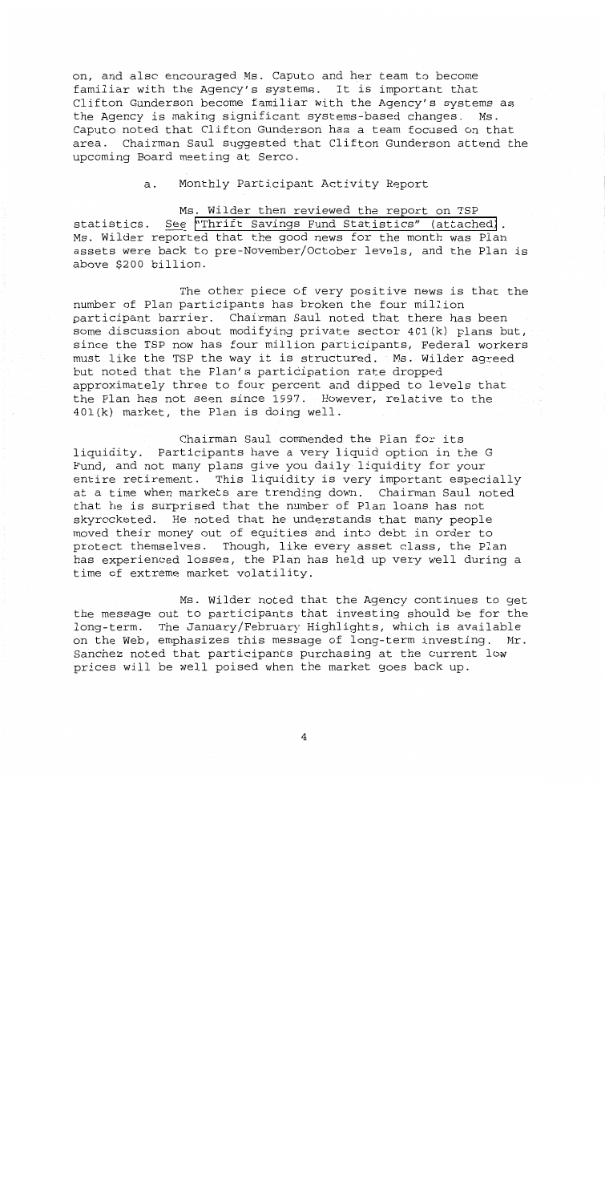on, and also encouraged Ms. Caputo and her team to become familiar with the Agency's systems. It is important that Clifton Gunderson become familiar with the Agency's systems as the Agency is making significant systems-based changes. Ms. Caputo noted that Clifton Gunderson has a team focused on that area. Chairman Saul suggested that Clifton Gunderson attend the upcoming Board meeting at Serco.

a. Monthly Participant Activity Report

Ms. Wilder then reviewed the report on TSP statistics. See "Thrift Savings Fund Statistics" (attached). Ms. Wilder reported that the good news for the month was Plan assets were back to pre-November/October levels, and the Plan is above $200 billion.

The other piece of very positive news is that the number of Plan participants has broken the four million participant barrier. Chairman Saul noted that there has been some discussion about modifying private sector 401(k) plans but, since the TSP now has four million participants, Federal workers must like the TSP the way it is structured. Ms. Wilder agreed but noted that the Plan's participation rate dropped approximately three to four percent and dipped to levels that the Plan has not seen since 1997. However, relative to the 401(k) market, the Plan is doing well.

Chairman Saul commended the Plan for its liquidity. Participants have a very liquid option in the G Fund, and not many plans give you daily liquidity for your entire retirement. This liquidity is very important especially at a time when markets are trending down. Chairman Saul noted that he is surprised that the number of Plan loans has not skyrocketed. He noted that he understands that many people moved their money out of equities and into debt in order to protect themselves. Though, like every asset class, the Plan has experienced losses, the Plan has held up very well during a time of extreme market volatility.

Ms. Wilder noted that the Agency continues to get the message out to participants that investing should be for the long-term. The January/February Highlights, which is available on the Web, emphasizes this message of long-term investing. Mr. Sanchez noted that participants purchasing at the current low prices will be well poised when the market goes back up.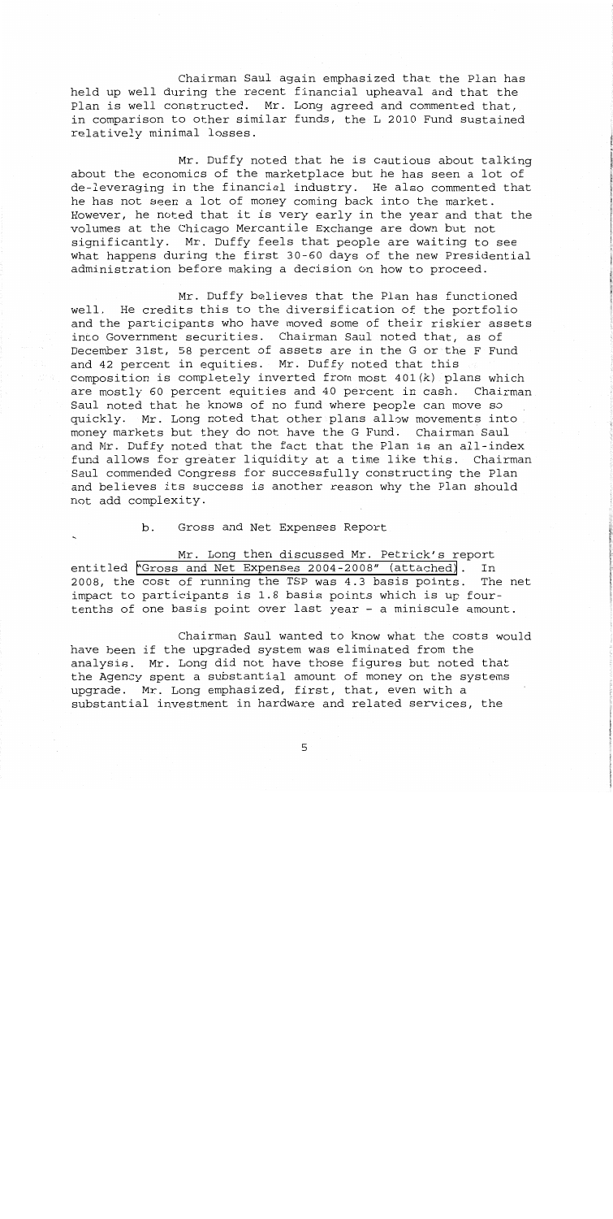Chairman Saul again emphasized that the Plan has held up well during the recent financial upheaval and that the Plan is well constructed. Mr. Long agreed and commented that, in comparison to other similar funds, the L 2010 Fund sustained relatively minimal losses.

Mr. Duffy noted that he is cautious about talking about the economics of the marketplace but he has seen a lot of de-leveraging in the financial industry. He also commented that he has not seen a lot of money coming back into the market. However, he noted that it is very early in the year and that the volumes at the Chicago Mercantile Exchange are down but not significantly. Mr. Duffy feels that people are waiting to see what happens during the first 30-60 days of the new Presidential administration before making a decision on how to proceed.

Mr. Duffy believes that the Plan has functioned well. He credits this to the diversification of the portfolio and the participants who have moved some of their riskier assets into Government securities. Chairman Saul noted that, as of December 31st, 58 percent of assets are in the G or the F Fund and 42 percent in equities. Mr. Duffy noted that this composition is completely inverted from most 401(k) plans which are mostly 60 percent equities and 40 percent in cash. Chairman Saul noted that he knows of no fund where people can move so quickly. Mr. Long noted that other plans allow movements into money markets but they do not have the G Fund. Chairman Saul and Mr. Duffy noted that the fact that the Plan is an all-index fund allows for greater liquidity at a time like this. Chairman Saul commended Congress for successfully constructing the Plan and believes its success is another reason why the Plan should not add complexity.

b. Gross and Net Expenses Report

Mr. Long then discussed Mr. Petrick's report entitled "Gross and Net Expenses 2004-2008" (attached). In 2008, the cost of running the TSP was 4.3 basis points. The net impact to participants is 1.8 basis points which is up four-tenths of one basis point over last year - a miniscule amount.

Chairman Saul wanted to know what the costs would have been if the upgraded system was eliminated from the analysis. Mr. Long did not have those figures but noted that the Agency spent a substantial amount of money on the systems upgrade. Mr. Long emphasized, first, that, even with a substantial investment in hardware and related services, the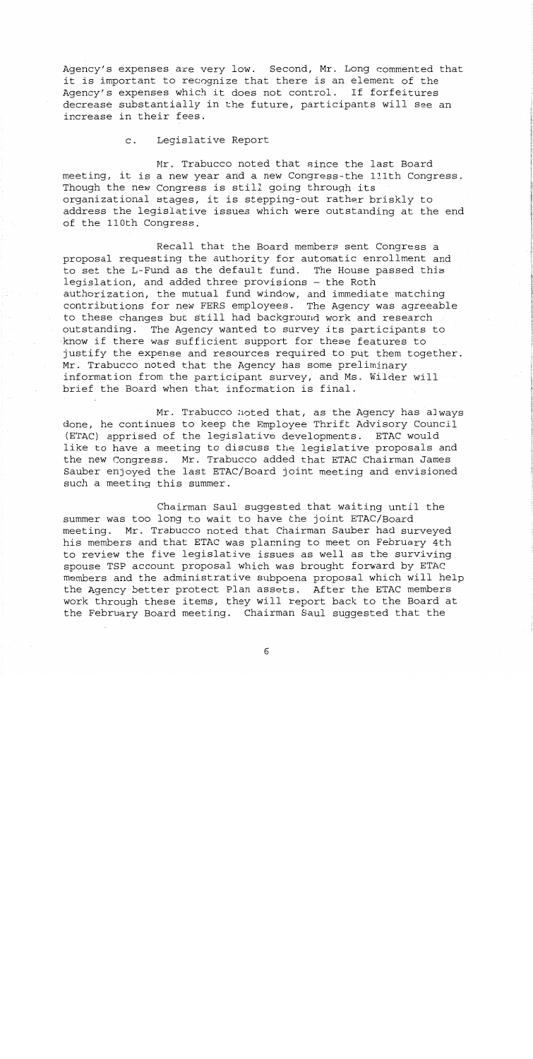Agency's expenses are very low. Second, Mr. Long commented that it is important to recognize that there is an element of the Agency's expenses which it does not control. If forfeitures decrease substantially in the future, participants will see an increase in their fees.

c. Legislative Report

Mr. Trabucco noted that since the last Board meeting, it is a new year and a new Congress-the 111th Congress. Though the new Congress is still going through its organizational stages, it is stepping-out rather briskly to address the legislative issues which were outstanding at the end of the 110th Congress.

Recall that the Board members sent Congress a proposal requesting the authority for automatic enrollment and to set the L-Fund as the default fund. The House passed this legislation, and added three provisions – the Roth authorization, the mutual fund window, and immediate matching contributions for new FERS employees. The Agency was agreeable to these changes but still had background work and research outstanding. The Agency wanted to survey its participants to know if there was sufficient support for these features to justify the expense and resources required to put them together. Mr. Trabucco noted that the Agency has some preliminary information from the participant survey, and Ms. Wilder will brief the Board when that information is final.

Mr. Trabucco noted that, as the Agency has always done, he continues to keep the Employee Thrift Advisory Council (ETAC) apprised of the legislative developments. ETAC would like to have a meeting to discuss the legislative proposals and the new Congress. Mr. Trabucco added that ETAC Chairman James Sauber enjoyed the last ETAC/Board joint meeting and envisioned such a meeting this summer.

Chairman Saul suggested that waiting until the summer was too long to wait to have the joint ETAC/Board meeting. Mr. Trabucco noted that Chairman Sauber had surveyed his members and that ETAC was planning to meet on February 4th to review the five legislative issues as well as the surviving spouse TSP account proposal which was brought forward by ETAC members and the administrative subpoena proposal which will help the Agency better protect Plan assets. After the ETAC members work through these items, they will report back to the Board at the February Board meeting. Chairman Saul suggested that the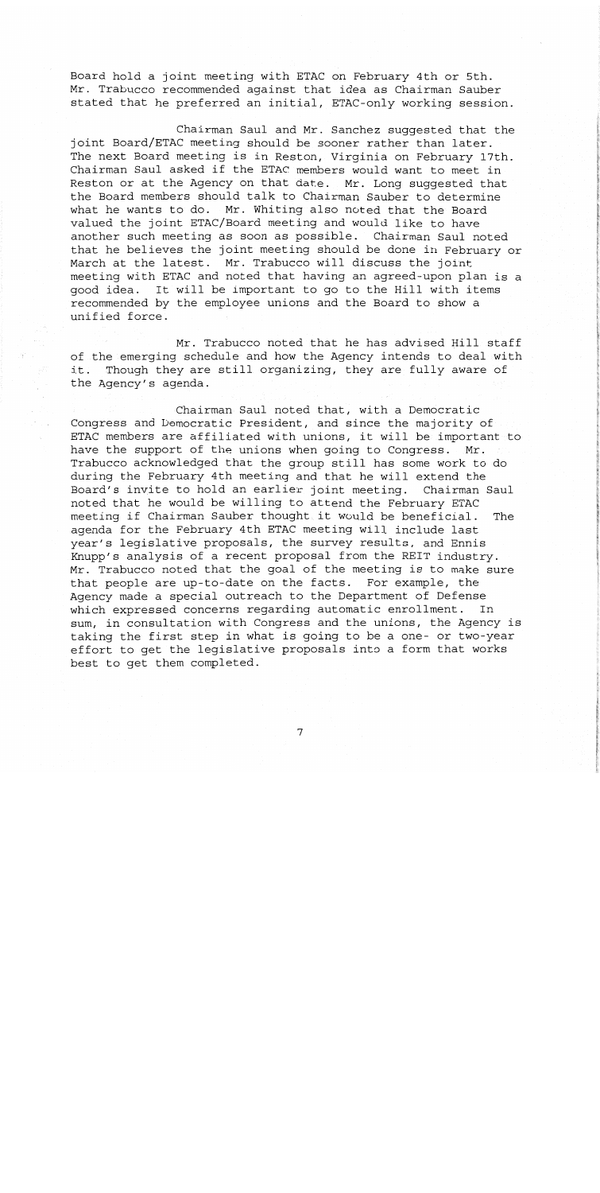Board hold a joint meeting with ETAC on February 4th or 5th. Mr. Trabucco recommended against that idea as Chairman Sauber stated that he preferred an initial, ETAC-only working session.

Chairman Saul and Mr. Sanchez suggested that the joint Board/ETAC meeting should be sooner rather than later. The next Board meeting is in Reston, Virginia on February 17th. Chairman Saul asked if the ETAC members would want to meet in Reston or at the Agency on that date. Mr. Long suggested that the Board members should talk to Chairman Sauber to determine what he wants to do. Mr. Whiting also noted that the Board valued the joint ETAC/Board meeting and would like to have another such meeting as soon as possible. Chairman Saul noted that he believes the joint meeting should be done in February or March at the latest. Mr. Trabucco will discuss the joint meeting with ETAC and noted that having an agreed-upon plan is a good idea. It will be important to go to the Hill with items recommended by the employee unions and the Board to show a unified force.

Mr. Trabucco noted that he has advised Hill staff of the emerging schedule and how the Agency intends to deal with it. Though they are still organizing, they are fully aware of the Agency's agenda.

Chairman Saul noted that, with a Democratic Congress and Democratic President, and since the majority of ETAC members are affiliated with unions, it will be important to have the support of the unions when going to Congress. Mr. Trabucco acknowledged that the group still has some work to do during the February 4th meeting and that he will extend the Board's invite to hold an earlier joint meeting. Chairman Saul noted that he would be willing to attend the February ETAC meeting if Chairman Sauber thought it would be beneficial. The agenda for the February 4th ETAC meeting will include last year's legislative proposals, the survey results, and Ennis Knupp's analysis of a recent proposal from the REIT industry. Mr. Trabucco noted that the goal of the meeting is to make sure that people are up-to-date on the facts. For example, the Agency made a special outreach to the Department of Defense which expressed concerns regarding automatic enrollment. In sum, in consultation with Congress and the unions, the Agency is taking the first step in what is going to be a one- or two-year effort to get the legislative proposals into a form that works best to get them completed.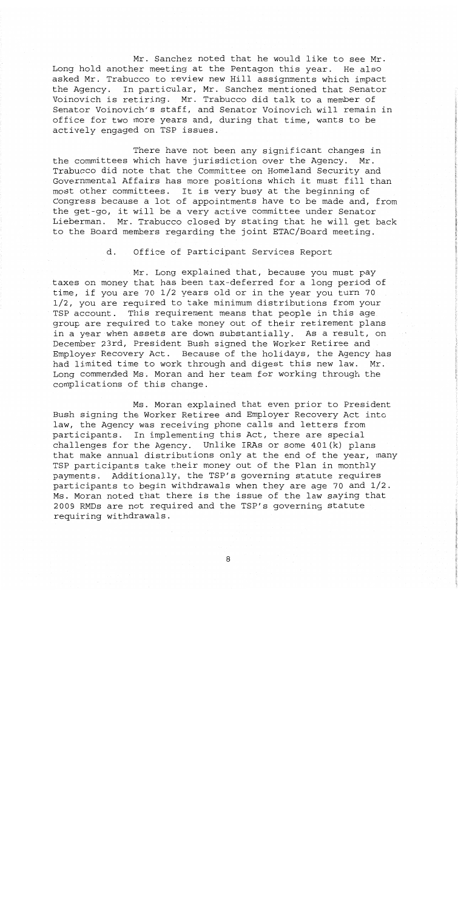Mr. Sanchez noted that he would like to see Mr. Long hold another meeting at the Pentagon this year. He also asked Mr. Trabucco to review new Hill assignments which impact the Agency. In particular, Mr. Sanchez mentioned that Senator Voinovich is retiring. Mr. Trabucco did talk to a member of Senator Voinovich's staff, and Senator Voinovich will remain in office for two more years and, during that time, wants to be actively engaged on TSP issues.

There have not been any significant changes in the committees which have jurisdiction over the Agency. Mr. Trabucco did note that the Committee on Homeland Security and Governmental Affairs has more positions which it must fill than most other committees. It is very busy at the beginning of Congress because a lot of appointments have to be made and, from the get-go, it will be a very active committee under Senator Lieberman. Mr. Trabucco closed by stating that he will get back to the Board members regarding the joint ETAC/Board meeting.

d. Office of Participant Services Report

Mr. Long explained that, because you must pay taxes on money that has been tax-deferred for a long period of time, if you are 70 1/2 years old or in the year you turn 70 1/2, you are required to take minimum distributions from your TSP account. This requirement means that people in this age group are required to take money out of their retirement plans in a year when assets are down substantially. As a result, on December 23rd, President Bush signed the Worker Retiree and Employer Recovery Act. Because of the holidays, the Agency has had limited time to work through and digest this new law. Mr. Long commended Ms. Moran and her team for working through the complications of this change.

Ms. Moran explained that even prior to President Bush signing the Worker Retiree and Employer Recovery Act into law, the Agency was receiving phone calls and letters from participants. In implementing this Act, there are special challenges for the Agency. Unlike IRAs or some 401(k) plans that make annual distributions only at the end of the year, many TSP participants take their money out of the Plan in monthly payments. Additionally, the TSP's governing statute requires participants to begin withdrawals when they are age 70 and 1/2. Ms. Moran noted that there is the issue of the law saying that 2009 RMDs are not required and the TSP's governing statute requiring withdrawals.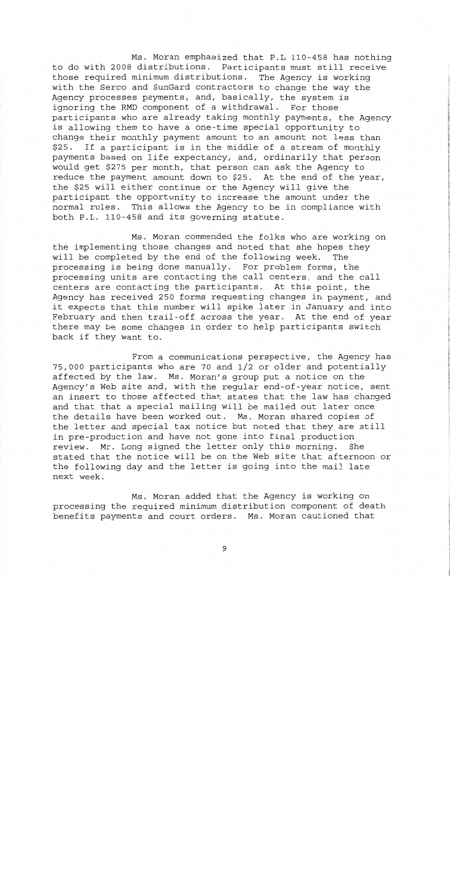Ms. Moran emphasized that P.L 110-458 has nothing to do with 2008 distributions. Participants must still receive those required minimum distributions. The Agency is working with the Serco and SunGard contractors to change the way the Agency processes payments, and, basically, the system is ignoring the RMD component of a withdrawal. For those participants who are already taking monthly payments, the Agency is allowing them to have a one-time special opportunity to change their monthly payment amount to an amount not less than $25. If a participant is in the middle of a stream of monthly payments based on life expectancy, and, ordinarily that person would get $275 per month, that person can ask the Agency to reduce the payment amount down to $25. At the end of the year, the $25 will either continue or the Agency will give the participant the opportunity to increase the amount under the normal rules. This allows the Agency to be in compliance with both P.L. 110-458 and its governing statute.

Ms. Moran commended the folks who are working on the implementing those changes and noted that she hopes they will be completed by the end of the following week. The processing is being done manually. For problem forms, the processing units are contacting the call centers, and the call centers are contacting the participants. At this point, the Agency has received 250 forms requesting changes in payment, and it expects that this number will spike later in January and into February and then trail-off across the year. At the end of year there may be some changes in order to help participants switch back if they want to.

From a communications perspective, the Agency has 75,000 participants who are 70 and 1/2 or older and potentially affected by the law. Ms. Moran's group put a notice on the Agency's Web site and, with the regular end-of-year notice, sent an insert to those affected that states that the law has changed and that that a special mailing will be mailed out later once the details have been worked out. Ms. Moran shared copies of the letter and special tax notice but noted that they are still in pre-production and have not gone into final production review. Mr. Long signed the letter only this morning. She stated that the notice will be on the Web site that afternoon or the following day and the letter is going into the mail late next week.

Ms. Moran added that the Agency is working on processing the required minimum distribution component of death benefits payments and court orders. Ms. Moran cautioned that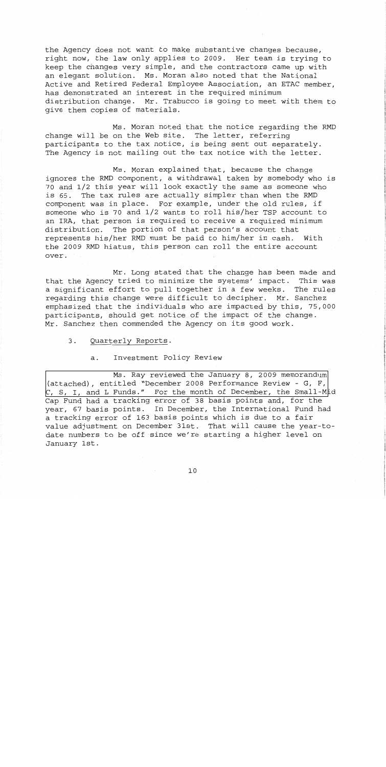the Agency does not want to make substantive changes because, right now, the law only applies to 2009. Her team is trying to keep the changes very simple, and the contractors came up with an elegant solution. Ms. Moran also noted that the National Active and Retired Federal Employee Association, an ETAC member, has demonstrated an interest in the required minimum distribution change. Mr. Trabucco is going to meet with them to give them copies of materials.

Ms. Moran noted that the notice regarding the RMD change will be on the Web site. The letter, referring participants to the tax notice, is being sent out separately. The Agency is not mailing out the tax notice with the letter.

Ms. Moran explained that, because the change ignores the RMD component, a withdrawal taken by somebody who is 70 and 1/2 this year will look exactly the same as someone who is 65. The tax rules are actually simpler than when the RMD component was in place. For example, under the old rules, if someone who is 70 and 1/2 wants to roll his/her TSP account to an IRA, that person is required to receive a required minimum distribution. The portion of that person's account that represents his/her RMD must be paid to him/her in cash. With the 2009 RMD hiatus, this person can roll the entire account over.

Mr. Long stated that the change has been made and that the Agency tried to minimize the systems' impact. This was a significant effort to pull together in a few weeks. The rules regarding this change were difficult to decipher. Mr. Sanchez emphasized that the individuals who are impacted by this, 75,000 participants, should get notice of the impact of the change. Mr. Sanchez then commended the Agency on its good work.

3. Quarterly Reports.

a. Investment Policy Review

Ms. Ray reviewed the January 8, 2009 memorandum (attached), entitled "December 2008 Performance Review - G, F, C, S, I, and L Funds." For the month of December, the Small-Mid Cap Fund had a tracking error of 38 basis points and, for the year, 67 basis points. In December, the International Fund had a tracking error of 163 basis points which is due to a fair value adjustment on December 31st. That will cause the year-to-date numbers to be off since we're starting a higher level on January 1st.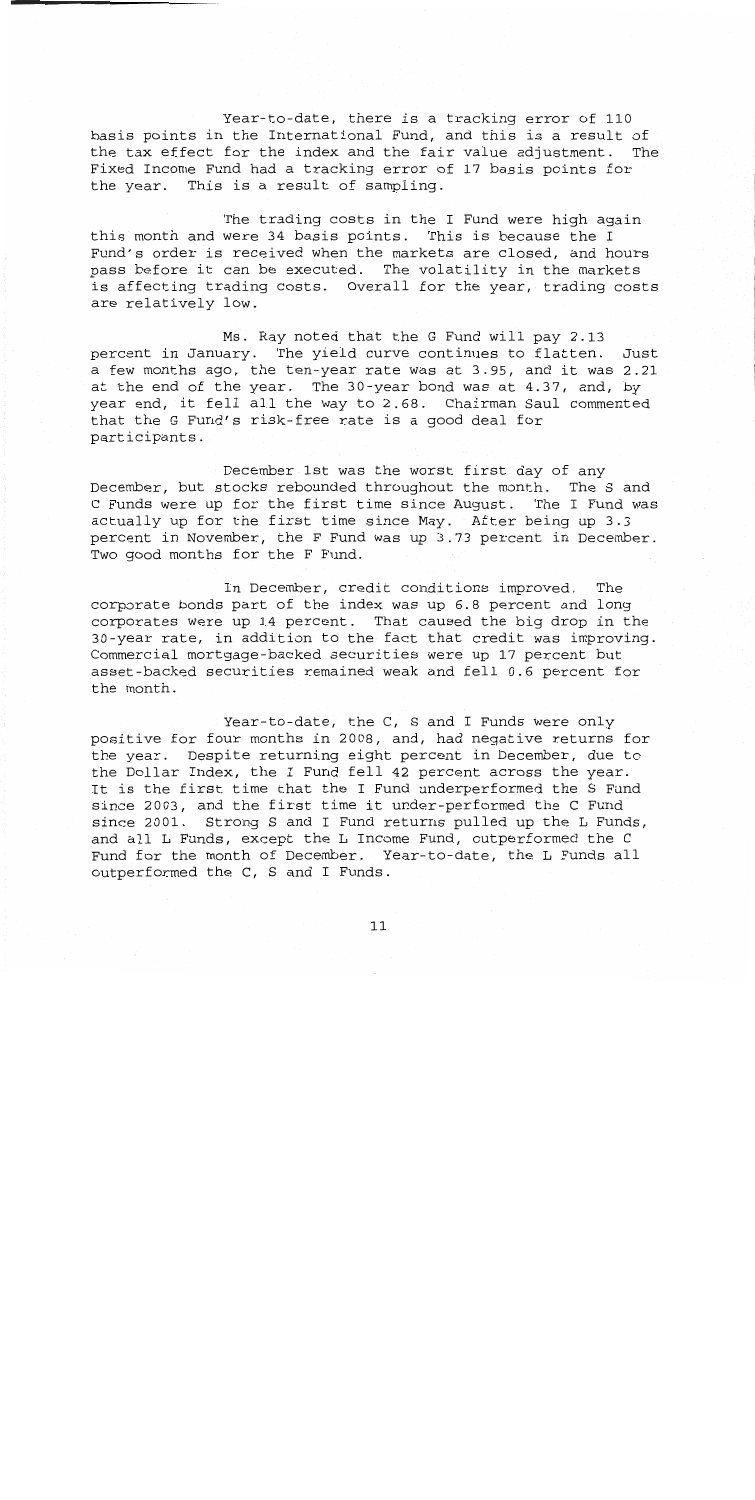Year-to-date, there is a tracking error of 110 basis points in the International Fund, and this is a result of the tax effect for the index and the fair value adjustment. The Fixed Income Fund had a tracking error of 17 basis points for the year. This is a result of sampling.

The trading costs in the I Fund were high again this month and were 34 basis points. This is because the I Fund's order is received when the markets are closed, and hours pass before it can be executed. The volatility in the markets is affecting trading costs. Overall for the year, trading costs are relatively low.

Ms. Ray noted that the G Fund will pay 2.13 percent in January. The yield curve continues to flatten. Just a few months ago, the ten-year rate was at 3.95, and it was 2.21 at the end of the year. The 30-year bond was at 4.37, and, by year end, it fell all the way to 2.68. Chairman Saul commented that the G Fund's risk-free rate is a good deal for participants.

December 1st was the worst first day of any December, but stocks rebounded throughout the month. The S and C Funds were up for the first time since August. The I Fund was actually up for the first time since May. After being up 3.3 percent in November, the F Fund was up 3.73 percent in December. Two good months for the F Fund.

In December, credit conditions improved. The corporate bonds part of the index was up 6.8 percent and long corporates were up 14 percent. That caused the big drop in the 30-year rate, in addition to the fact that credit was improving. Commercial mortgage-backed securities were up 17 percent but asset-backed securities remained weak and fell 0.6 percent for the month.

Year-to-date, the C, S and I Funds were only positive for four months in 2008, and, had negative returns for the year. Despite returning eight percent in December, due to the Dollar Index, the I Fund fell 42 percent across the year. It is the first time that the I Fund underperformed the S Fund since 2003, and the first time it under-performed the C Fund since 2001. Strong S and I Fund returns pulled up the L Funds, and all L Funds, except the L Income Fund, outperformed the C Fund for the month of December. Year-to-date, the L Funds all outperformed the C, S and I Funds.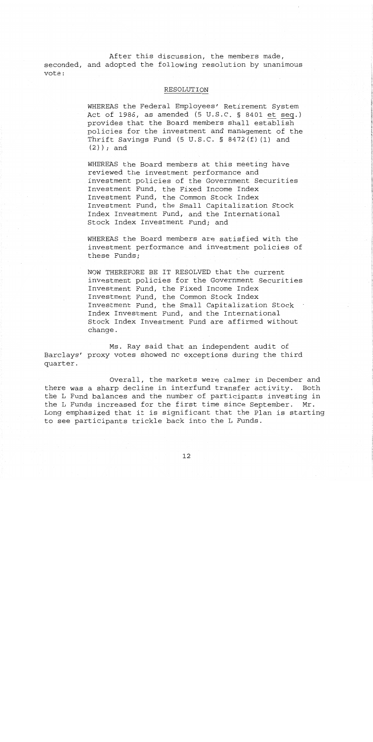After this discussion, the members made, seconded, and adopted the following resolution by unanimous vote:

RESOLUTION

> WHEREAS the Federal Employees' Retirement System Act of 1986, as amended (5 U.S.C. § 8401 *et seq.*) provides that the Board members shall establish policies for the investment and management of the Thrift Savings Fund (5 U.S.C. § 8472(f)(1) and (2)); and
>
> WHEREAS the Board members at this meeting have reviewed the investment performance and investment policies of the Government Securities Investment Fund, the Fixed Income Index Investment Fund, the Common Stock Index Investment Fund, the Small Capitalization Stock Index Investment Fund, and the International Stock Index Investment Fund; and
>
> WHEREAS the Board members are satisfied with the investment performance and investment policies of these Funds;
>
> NOW THEREFORE BE IT RESOLVED that the current investment policies for the Government Securities Investment Fund, the Fixed Income Index Investment Fund, the Common Stock Index Investment Fund, the Small Capitalization Stock Index Investment Fund, and the International Stock Index Investment Fund are affirmed without change.

Ms. Ray said that an independent audit of Barclays' proxy votes showed no exceptions during the third quarter.

Overall, the markets were calmer in December and there was a sharp decline in interfund transfer activity. Both the L Fund balances and the number of participants investing in the L Funds increased for the first time since September. Mr. Long emphasized that it is significant that the Plan is starting to see participants trickle back into the L Funds.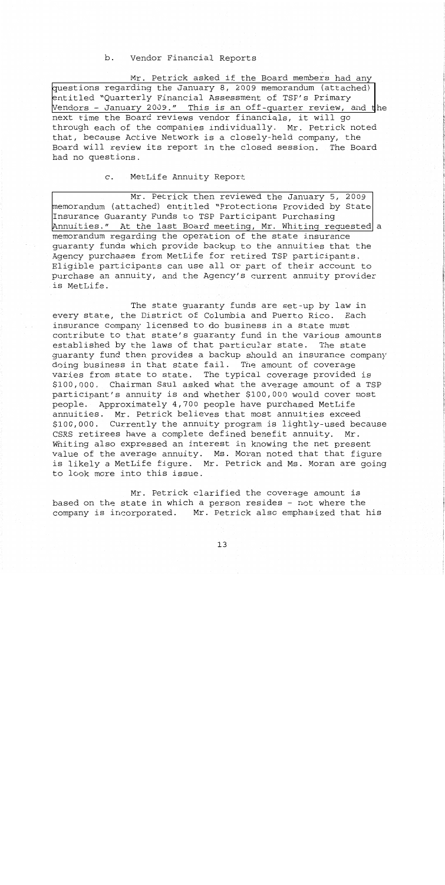b. Vendor Financial Reports

Mr. Petrick asked if the Board members had any questions regarding the January 8, 2009 memorandum (attached) entitled "Quarterly Financial Assessment of TSP's Primary Vendors - January 2009." This is an off-quarter review, and the next time the Board reviews vendor financials, it will go through each of the companies individually. Mr. Petrick noted that, because Active Network is a closely-held company, the Board will review its report in the closed session. The Board had no questions.

c. MetLife Annuity Report

Mr. Petrick then reviewed the January 5, 2009 memorandum (attached) entitled "Protections Provided by State Insurance Guaranty Funds to TSP Participant Purchasing Annuities." At the last Board meeting, Mr. Whiting requested a memorandum regarding the operation of the state insurance guaranty funds which provide backup to the annuities that the Agency purchases from MetLife for retired TSP participants. Eligible participants can use all or part of their account to purchase an annuity, and the Agency's current annuity provider is MetLife.

The state guaranty funds are set-up by law in every state, the District of Columbia and Puerto Rico. Each insurance company licensed to do business in a state must contribute to that state's guaranty fund in the various amounts established by the laws of that particular state. The state guaranty fund then provides a backup should an insurance company doing business in that state fail. The amount of coverage varies from state to state. The typical coverage provided is \$100,000. Chairman Saul asked what the average amount of a TSP participant's annuity is and whether \$100,000 would cover most people. Approximately 4,700 people have purchased MetLife annuities. Mr. Petrick believes that most annuities exceed \$100,000. Currently the annuity program is lightly-used because CSRS retirees have a complete defined benefit annuity. Mr. Whiting also expressed an interest in knowing the net present value of the average annuity. Ms. Moran noted that that figure is likely a MetLife figure. Mr. Petrick and Ms. Moran are going to look more into this issue.

Mr. Petrick clarified the coverage amount is based on the state in which a person resides - not where the company is incorporated. Mr. Petrick also emphasized that his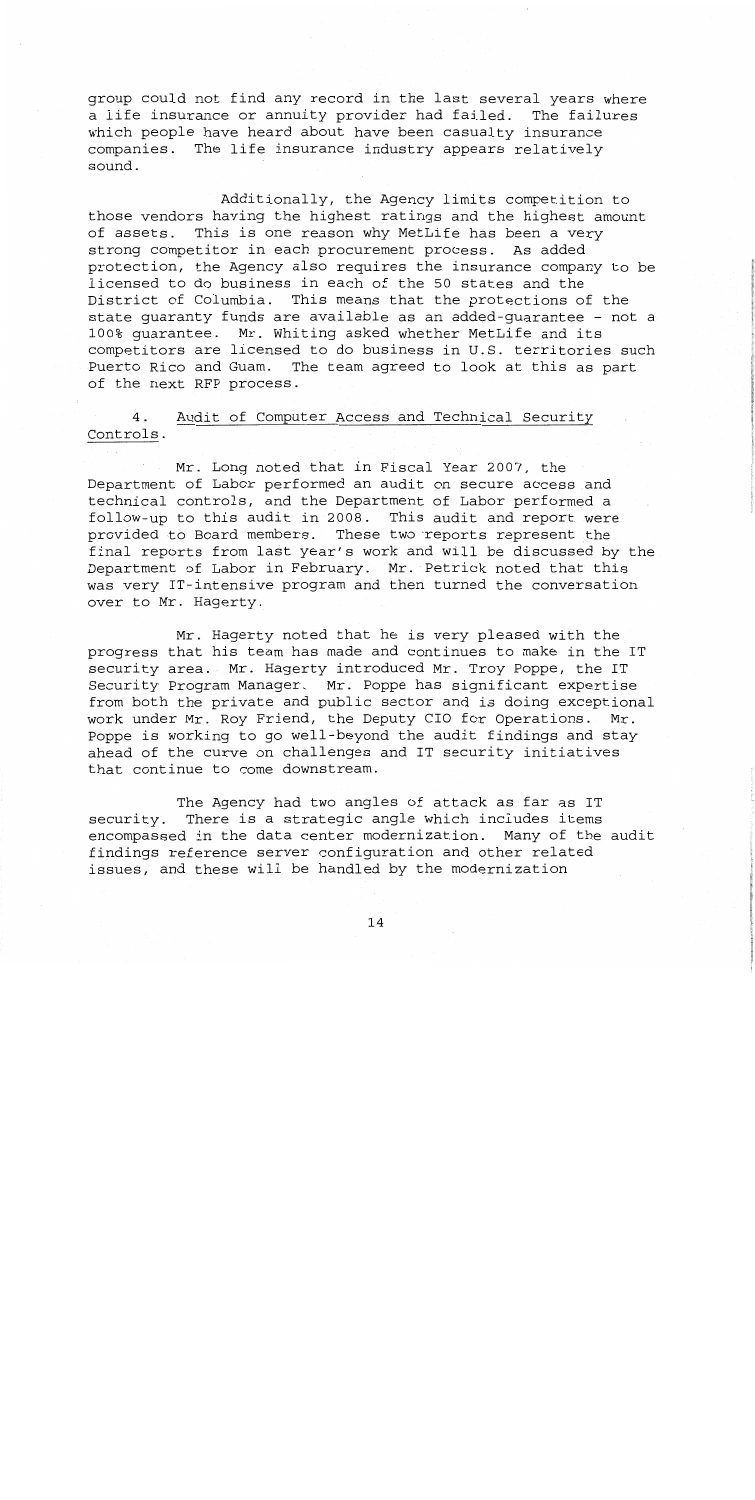group could not find any record in the last several years where a life insurance or annuity provider had failed. The failures which people have heard about have been casualty insurance companies. The life insurance industry appears relatively sound.

Additionally, the Agency limits competition to those vendors having the highest ratings and the highest amount of assets. This is one reason why MetLife has been a very strong competitor in each procurement process. As added protection, the Agency also requires the insurance company to be licensed to do business in each of the 50 states and the District of Columbia. This means that the protections of the state guaranty funds are available as an added-guarantee - not a 100% guarantee. Mr. Whiting asked whether MetLife and its competitors are licensed to do business in U.S. territories such Puerto Rico and Guam. The team agreed to look at this as part of the next RFP process.

4. <u>Audit of Computer Access and Technical Security Controls</u>.

Mr. Long noted that in Fiscal Year 2007, the Department of Labor performed an audit on secure access and technical controls, and the Department of Labor performed a follow-up to this audit in 2008. This audit and report were provided to Board members. These two reports represent the final reports from last year's work and will be discussed by the Department of Labor in February. Mr. Petrick noted that this was very IT-intensive program and then turned the conversation over to Mr. Hagerty.

Mr. Hagerty noted that he is very pleased with the progress that his team has made and continues to make in the IT security area. Mr. Hagerty introduced Mr. Troy Poppe, the IT Security Program Manager. Mr. Poppe has significant expertise from both the private and public sector and is doing exceptional work under Mr. Roy Friend, the Deputy CIO for Operations. Mr. Poppe is working to go well-beyond the audit findings and stay ahead of the curve on challenges and IT security initiatives that continue to come downstream.

The Agency had two angles of attack as far as IT security. There is a strategic angle which includes items encompassed in the data center modernization. Many of the audit findings reference server configuration and other related issues, and these will be handled by the modernization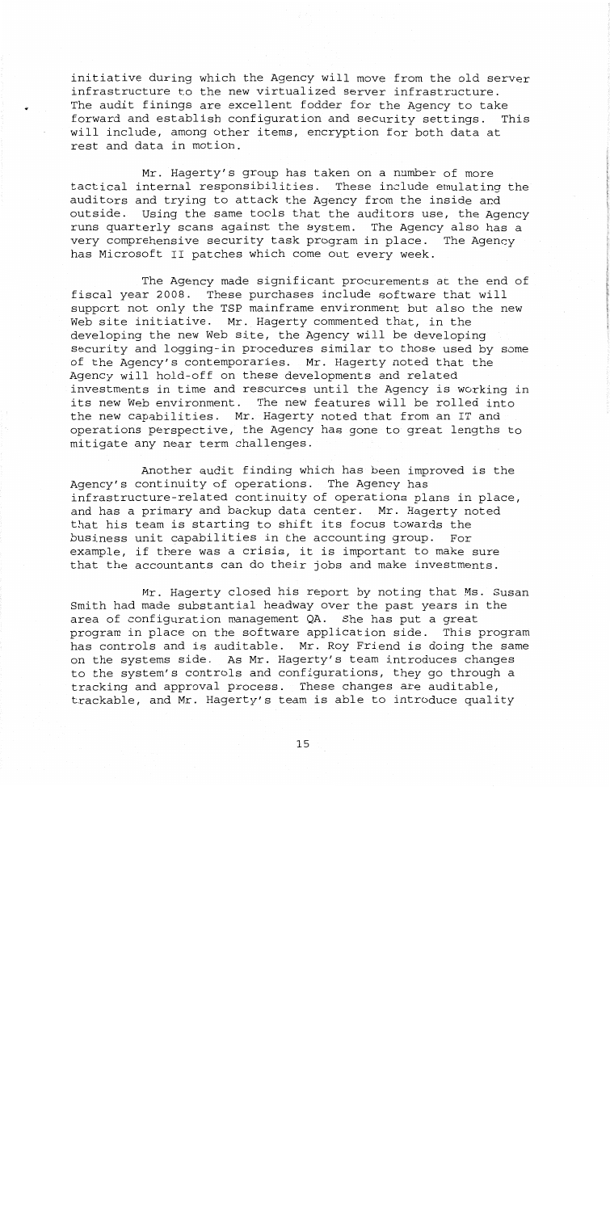initiative during which the Agency will move from the old server infrastructure to the new virtualized server infrastructure. The audit finings are excellent fodder for the Agency to take forward and establish configuration and security settings. This will include, among other items, encryption for both data at rest and data in motion.

Mr. Hagerty's group has taken on a number of more tactical internal responsibilities. These include emulating the auditors and trying to attack the Agency from the inside and outside. Using the same tools that the auditors use, the Agency runs quarterly scans against the system. The Agency also has a very comprehensive security task program in place. The Agency has Microsoft II patches which come out every week.

The Agency made significant procurements at the end of fiscal year 2008. These purchases include software that will support not only the TSP mainframe environment but also the new Web site initiative. Mr. Hagerty commented that, in the developing the new Web site, the Agency will be developing security and logging-in procedures similar to those used by some of the Agency's contemporaries. Mr. Hagerty noted that the Agency will hold-off on these developments and related investments in time and resources until the Agency is working in its new Web environment. The new features will be rolled into the new capabilities. Mr. Hagerty noted that from an IT and operations perspective, the Agency has gone to great lengths to mitigate any near term challenges.

Another audit finding which has been improved is the Agency's continuity of operations. The Agency has infrastructure-related continuity of operations plans in place, and has a primary and backup data center. Mr. Hagerty noted that his team is starting to shift its focus towards the business unit capabilities in the accounting group. For example, if there was a crisis, it is important to make sure that the accountants can do their jobs and make investments.

Mr. Hagerty closed his report by noting that Ms. Susan Smith had made substantial headway over the past years in the area of configuration management QA. She has put a great program in place on the software application side. This program has controls and is auditable. Mr. Roy Friend is doing the same on the systems side. As Mr. Hagerty's team introduces changes to the system's controls and configurations, they go through a tracking and approval process. These changes are auditable, trackable, and Mr. Hagerty's team is able to introduce quality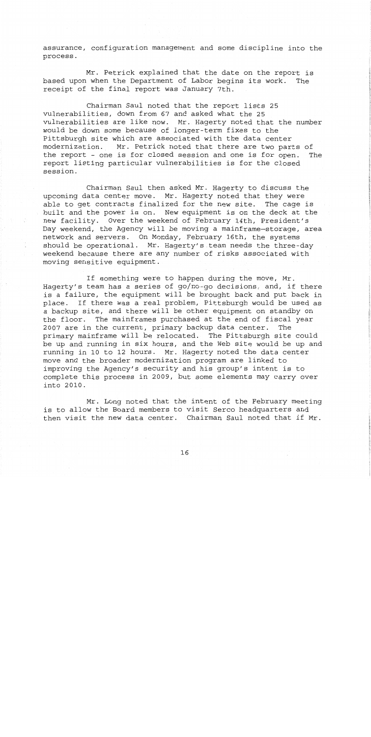assurance, configuration management and some discipline into the process.

Mr. Petrick explained that the date on the report is based upon when the Department of Labor begins its work. The receipt of the final report was January 7th.

Chairman Saul noted that the report lists 25 vulnerabilities, down from 67 and asked what the 25 vulnerabilities are like now. Mr. Hagerty noted that the number would be down some because of longer-term fixes to the Pittsburgh site which are associated with the data center modernization. Mr. Petrick noted that there are two parts of the report - one is for closed session and one is for open. The report listing particular vulnerabilities is for the closed session.

Chairman Saul then asked Mr. Hagerty to discuss the upcoming data center move. Mr. Hagerty noted that they were able to get contracts finalized for the new site. The cage is built and the power is on. New equipment is on the deck at the new facility. Over the weekend of February 14th, President's Day weekend, the Agency will be moving a mainframe—storage, area network and servers. On Monday, February 16th, the systems should be operational. Mr. Hagerty's team needs the three-day weekend because there are any number of risks associated with moving sensitive equipment.

If something were to happen during the move, Mr. Hagerty's team has a series of go/no-go decisions, and, if there is a failure, the equipment will be brought back and put back in place. If there was a real problem, Pittsburgh would be used as a backup site, and there will be other equipment on standby on the floor. The mainframes purchased at the end of fiscal year 2007 are in the current, primary backup data center. The primary mainframe will be relocated. The Pittsburgh site could be up and running in six hours, and the Web site would be up and running in 10 to 12 hours. Mr. Hagerty noted the data center move and the broader modernization program are linked to improving the Agency's security and his group's intent is to complete this process in 2009, but some elements may carry over into 2010.

Mr. Long noted that the intent of the February meeting is to allow the Board members to visit Serco headquarters and then visit the new data center. Chairman Saul noted that if Mr.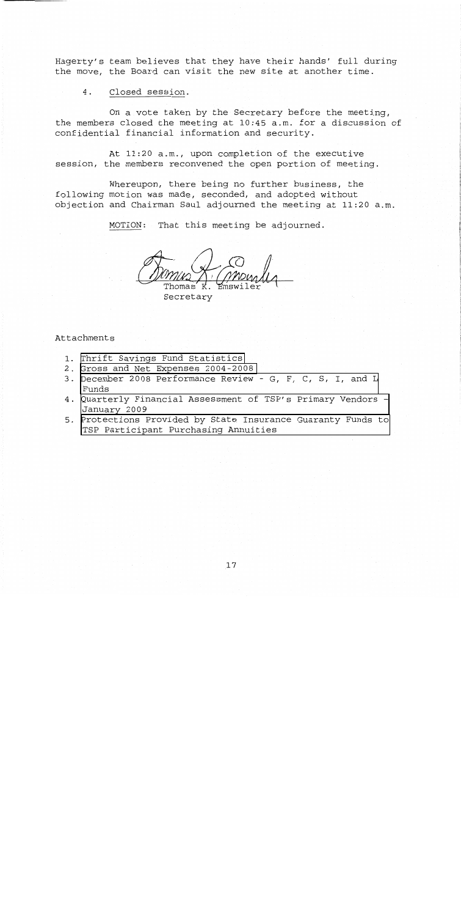Hagerty's team believes that they have their hands' full during the move, the Board can visit the new site at another time.

4. Closed session.

On a vote taken by the Secretary before the meeting, the members closed the meeting at 10:45 a.m. for a discussion of confidential financial information and security.

At 11:20 a.m., upon completion of the executive session, the members reconvened the open portion of meeting.

Whereupon, there being no further business, the following motion was made, seconded, and adopted without objection and Chairman Saul adjourned the meeting at 11:20 a.m.

MOTION: That this meeting be adjourned.

Thomas K. Emswiler
Secretary

Attachments

1. Thrift Savings Fund Statistics
2. Gross and Net Expenses 2004-2008
3. December 2008 Performance Review - G, F, C, S, I, and L Funds
4. Quarterly Financial Assessment of TSP's Primary Vendors - January 2009
5. Protections Provided by State Insurance Guaranty Funds to TSP Participant Purchasing Annuities